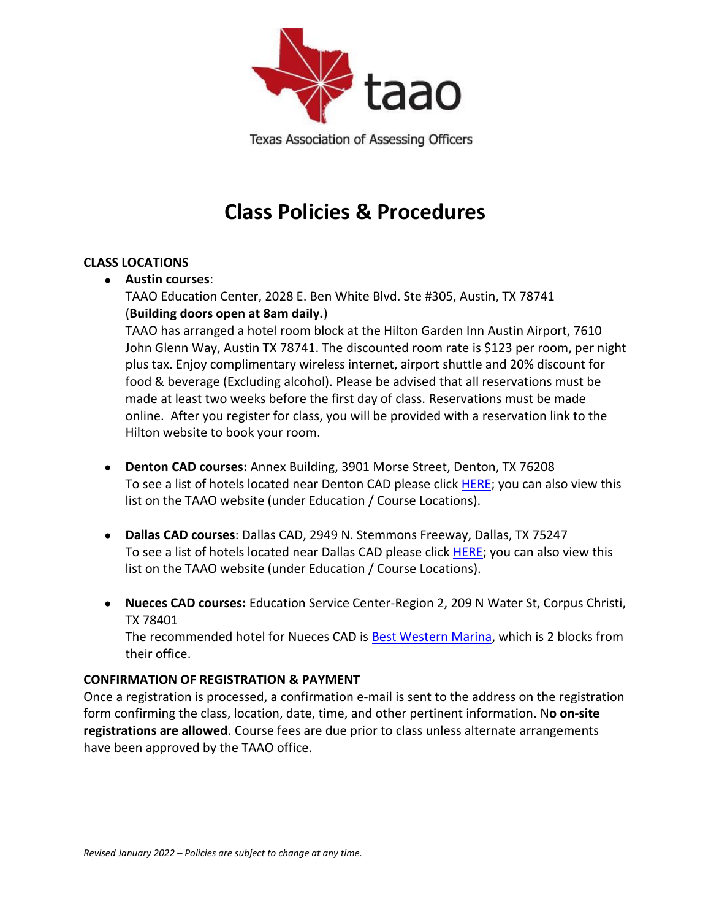taao

Texas Association of Assessing Officers

# Class Policies & Procedures

**CLASS LOCATIONS**

- **Austin courses**:
  TAAO Education Center, 2028 E. Ben White Blvd. Ste #305, Austin, TX 78741
  (**Building doors open at 8am daily.**)
  TAAO has arranged a hotel room block at the Hilton Garden Inn Austin Airport, 7610 John Glenn Way, Austin TX 78741. The discounted room rate is $123 per room, per night plus tax. Enjoy complimentary wireless internet, airport shuttle and 20% discount for food & beverage (Excluding alcohol). Please be advised that all reservations must be made at least two weeks before the first day of class. Reservations must be made online. After you register for class, you will be provided with a reservation link to the Hilton website to book your room.

- **Denton CAD courses:** Annex Building, 3901 Morse Street, Denton, TX 76208
  To see a list of hotels located near Denton CAD please click HERE; you can also view this list on the TAAO website (under Education / Course Locations).

- **Dallas CAD courses**: Dallas CAD, 2949 N. Stemmons Freeway, Dallas, TX 75247
  To see a list of hotels located near Dallas CAD please click HERE; you can also view this list on the TAAO website (under Education / Course Locations).

- **Nueces CAD courses:** Education Service Center-Region 2, 209 N Water St, Corpus Christi, TX 78401
  The recommended hotel for Nueces CAD is Best Western Marina, which is 2 blocks from their office.

**CONFIRMATION OF REGISTRATION & PAYMENT**

Once a registration is processed, a confirmation e-mail is sent to the address on the registration form confirming the class, location, date, time, and other pertinent information. N**o on-site registrations are allowed**. Course fees are due prior to class unless alternate arrangements have been approved by the TAAO office.

*Revised January 2022 – Policies are subject to change at any time.*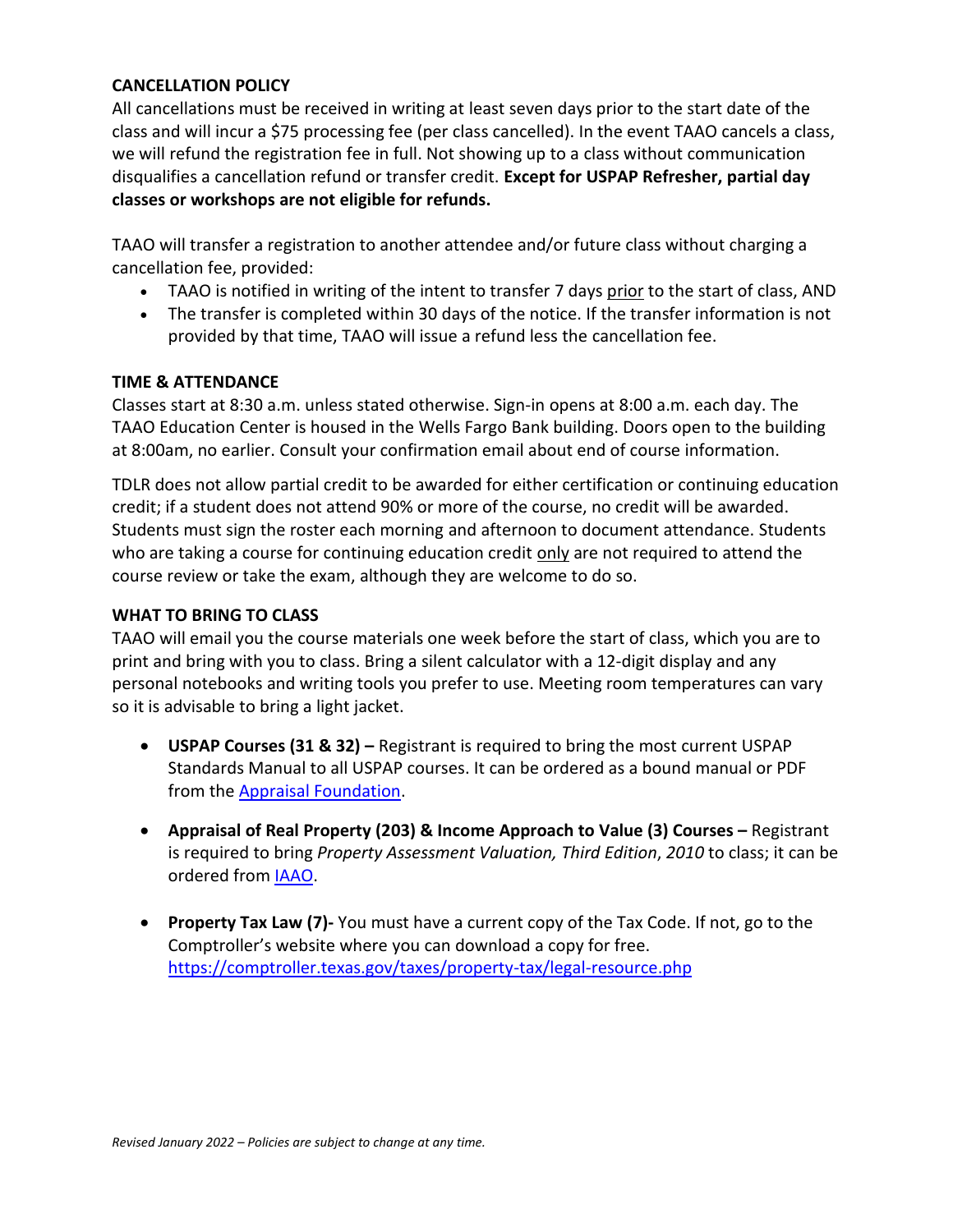## CANCELLATION POLICY

All cancellations must be received in writing at least seven days prior to the start date of the class and will incur a $75 processing fee (per class cancelled). In the event TAAO cancels a class, we will refund the registration fee in full. Not showing up to a class without communication disqualifies a cancellation refund or transfer credit. **Except for USPAP Refresher, partial day classes or workshops are not eligible for refunds.**

TAAO will transfer a registration to another attendee and/or future class without charging a cancellation fee, provided:

- TAAO is notified in writing of the intent to transfer 7 days prior to the start of class, AND
- The transfer is completed within 30 days of the notice. If the transfer information is not provided by that time, TAAO will issue a refund less the cancellation fee.

## TIME & ATTENDANCE

Classes start at 8:30 a.m. unless stated otherwise. Sign-in opens at 8:00 a.m. each day. The TAAO Education Center is housed in the Wells Fargo Bank building. Doors open to the building at 8:00am, no earlier. Consult your confirmation email about end of course information.

TDLR does not allow partial credit to be awarded for either certification or continuing education credit; if a student does not attend 90% or more of the course, no credit will be awarded. Students must sign the roster each morning and afternoon to document attendance. Students who are taking a course for continuing education credit only are not required to attend the course review or take the exam, although they are welcome to do so.

## WHAT TO BRING TO CLASS

TAAO will email you the course materials one week before the start of class, which you are to print and bring with you to class. Bring a silent calculator with a 12-digit display and any personal notebooks and writing tools you prefer to use. Meeting room temperatures can vary so it is advisable to bring a light jacket.

- **USPAP Courses (31 & 32) –** Registrant is required to bring the most current USPAP Standards Manual to all USPAP courses. It can be ordered as a bound manual or PDF from the Appraisal Foundation.
- **Appraisal of Real Property (203) & Income Approach to Value (3) Courses –** Registrant is required to bring *Property Assessment Valuation, Third Edition*, *2010* to class; it can be ordered from IAAO.
- **Property Tax Law (7)-** You must have a current copy of the Tax Code. If not, go to the Comptroller's website where you can download a copy for free. https://comptroller.texas.gov/taxes/property-tax/legal-resource.php

*Revised January 2022 – Policies are subject to change at any time.*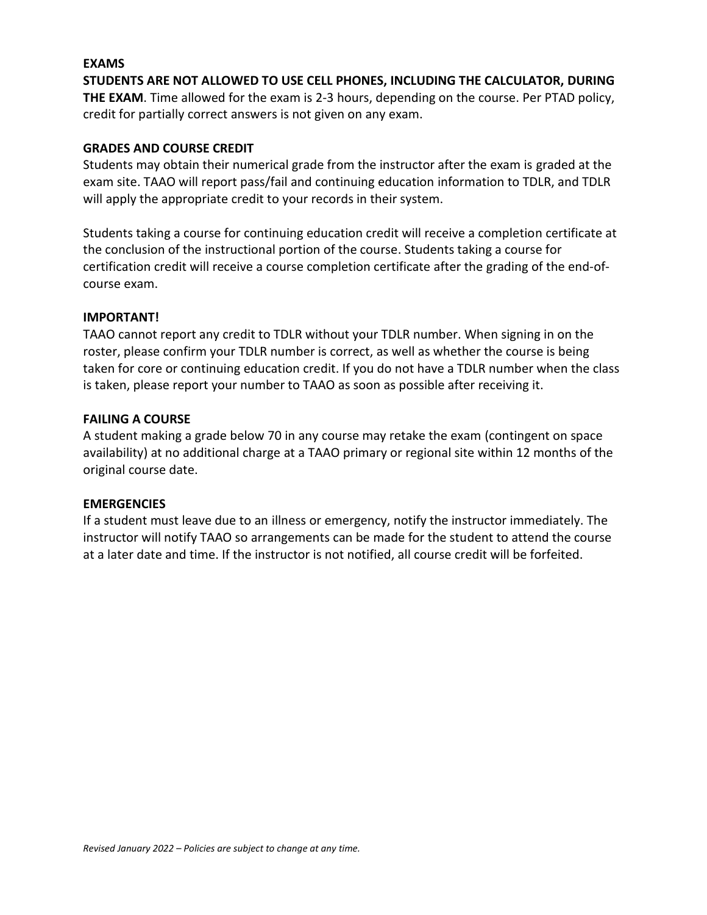**EXAMS**

**STUDENTS ARE NOT ALLOWED TO USE CELL PHONES, INCLUDING THE CALCULATOR, DURING THE EXAM**. Time allowed for the exam is 2-3 hours, depending on the course. Per PTAD policy, credit for partially correct answers is not given on any exam.

**GRADES AND COURSE CREDIT**

Students may obtain their numerical grade from the instructor after the exam is graded at the exam site. TAAO will report pass/fail and continuing education information to TDLR, and TDLR will apply the appropriate credit to your records in their system.

Students taking a course for continuing education credit will receive a completion certificate at the conclusion of the instructional portion of the course. Students taking a course for certification credit will receive a course completion certificate after the grading of the end-of-course exam.

**IMPORTANT!**

TAAO cannot report any credit to TDLR without your TDLR number. When signing in on the roster, please confirm your TDLR number is correct, as well as whether the course is being taken for core or continuing education credit. If you do not have a TDLR number when the class is taken, please report your number to TAAO as soon as possible after receiving it.

**FAILING A COURSE**

A student making a grade below 70 in any course may retake the exam (contingent on space availability) at no additional charge at a TAAO primary or regional site within 12 months of the original course date.

**EMERGENCIES**

If a student must leave due to an illness or emergency, notify the instructor immediately. The instructor will notify TAAO so arrangements can be made for the student to attend the course at a later date and time. If the instructor is not notified, all course credit will be forfeited.

*Revised January 2022 – Policies are subject to change at any time.*